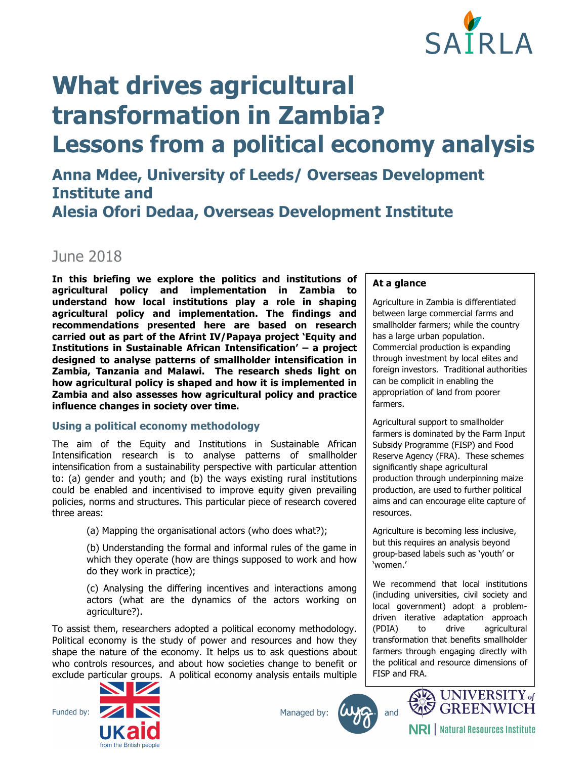# What drives agricultural transformation in Zambia? Lessons from a political economy analysis

## Anna Mdee, University of Leeds/ Overseas Development Institute and
## Alesia Ofori Dedaa, Overseas Development Institute

June 2018

**In this briefing we explore the politics and institutions of agricultural policy and implementation in Zambia to understand how local institutions play a role in shaping agricultural policy and implementation. The findings and recommendations presented here are based on research carried out as part of the Afrint IV/Papaya project 'Equity and Institutions in Sustainable African Intensification' – a project designed to analyse patterns of smallholder intensification in Zambia, Tanzania and Malawi. The research sheds light on how agricultural policy is shaped and how it is implemented in Zambia and also assesses how agricultural policy and practice influence changes in society over time.**

### Using a political economy methodology

The aim of the Equity and Institutions in Sustainable African Intensification research is to analyse patterns of smallholder intensification from a sustainability perspective with particular attention to: (a) gender and youth; and (b) the ways existing rural institutions could be enabled and incentivised to improve equity given prevailing policies, norms and structures. This particular piece of research covered three areas:

(a) Mapping the organisational actors (who does what?);

(b) Understanding the formal and informal rules of the game in which they operate (how are things supposed to work and how do they work in practice);

(c) Analysing the differing incentives and interactions among actors (what are the dynamics of the actors working on agriculture?).

To assist them, researchers adopted a political economy methodology. Political economy is the study of power and resources and how they shape the nature of the economy. It helps us to ask questions about who controls resources, and about how societies change to benefit or exclude particular groups. A political economy analysis entails multiple

**At a glance**

Agriculture in Zambia is differentiated between large commercial farms and smallholder farmers; while the country has a large urban population. Commercial production is expanding through investment by local elites and foreign investors. Traditional authorities can be complicit in enabling the appropriation of land from poorer farmers.

Agricultural support to smallholder farmers is dominated by the Farm Input Subsidy Programme (FISP) and Food Reserve Agency (FRA). These schemes significantly shape agricultural production through underpinning maize production, are used to further political aims and can encourage elite capture of resources.

Agriculture is becoming less inclusive, but this requires an analysis beyond group-based labels such as 'youth' or 'women.'

We recommend that local institutions (including universities, civil society and local government) adopt a problem-driven iterative adaptation approach (PDIA) to drive agricultural transformation that benefits smallholder farmers through engaging directly with the political and resource dimensions of FISP and FRA.

Funded by: UKaid from the British people

Managed by: and UNIVERSITY of GREENWICH NRI | Natural Resources Institute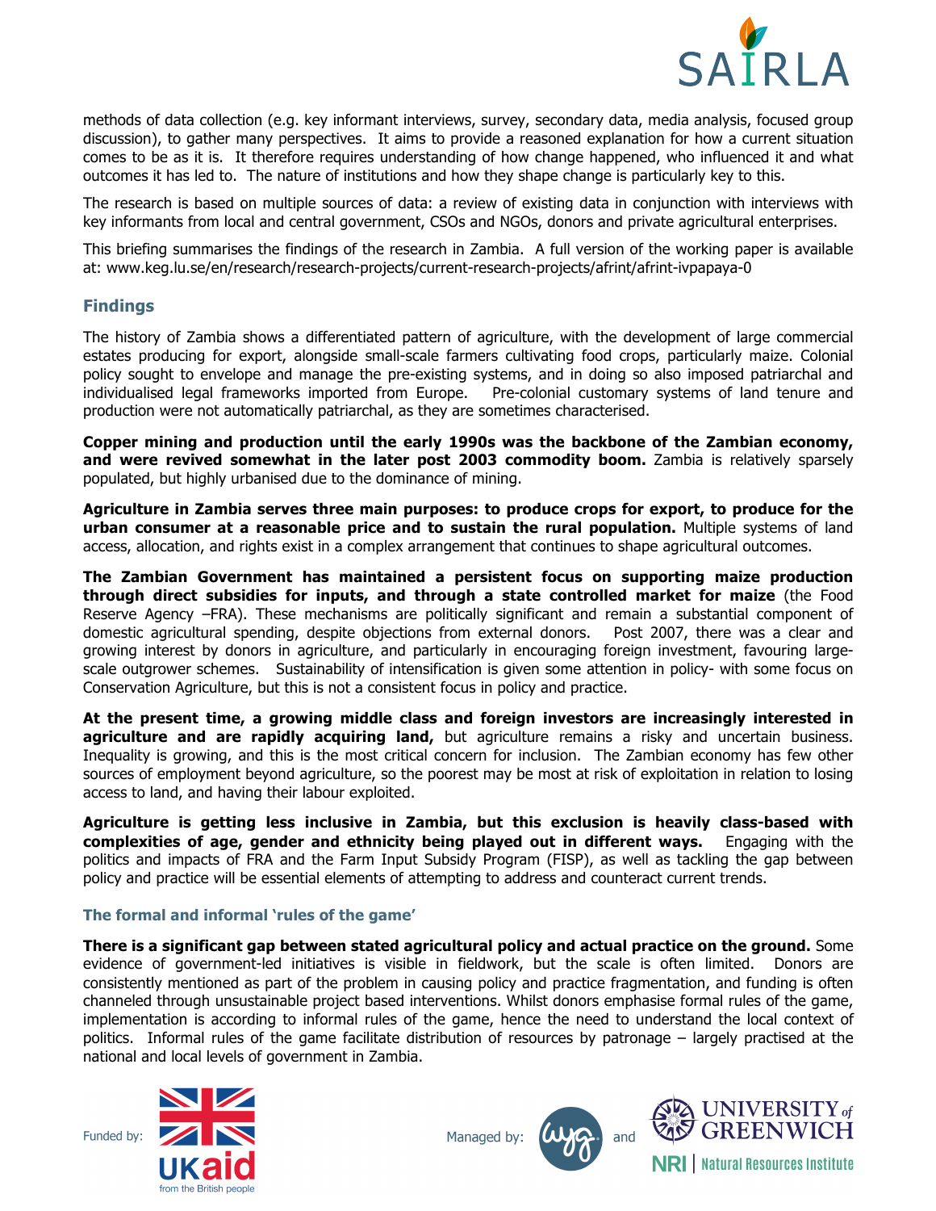methods of data collection (e.g. key informant interviews, survey, secondary data, media analysis, focused group discussion), to gather many perspectives. It aims to provide a reasoned explanation for how a current situation comes to be as it is. It therefore requires understanding of how change happened, who influenced it and what outcomes it has led to. The nature of institutions and how they shape change is particularly key to this.

The research is based on multiple sources of data: a review of existing data in conjunction with interviews with key informants from local and central government, CSOs and NGOs, donors and private agricultural enterprises.

This briefing summarises the findings of the research in Zambia. A full version of the working paper is available at: www.keg.lu.se/en/research/research-projects/current-research-projects/afrint/afrint-ivpapaya-0

## Findings

The history of Zambia shows a differentiated pattern of agriculture, with the development of large commercial estates producing for export, alongside small-scale farmers cultivating food crops, particularly maize. Colonial policy sought to envelope and manage the pre-existing systems, and in doing so also imposed patriarchal and individualised legal frameworks imported from Europe. Pre-colonial customary systems of land tenure and production were not automatically patriarchal, as they are sometimes characterised.

**Copper mining and production until the early 1990s was the backbone of the Zambian economy, and were revived somewhat in the later post 2003 commodity boom.** Zambia is relatively sparsely populated, but highly urbanised due to the dominance of mining.

**Agriculture in Zambia serves three main purposes: to produce crops for export, to produce for the urban consumer at a reasonable price and to sustain the rural population.** Multiple systems of land access, allocation, and rights exist in a complex arrangement that continues to shape agricultural outcomes.

**The Zambian Government has maintained a persistent focus on supporting maize production through direct subsidies for inputs, and through a state controlled market for maize** (the Food Reserve Agency –FRA). These mechanisms are politically significant and remain a substantial component of domestic agricultural spending, despite objections from external donors. Post 2007, there was a clear and growing interest by donors in agriculture, and particularly in encouraging foreign investment, favouring large-scale outgrower schemes. Sustainability of intensification is given some attention in policy- with some focus on Conservation Agriculture, but this is not a consistent focus in policy and practice.

**At the present time, a growing middle class and foreign investors are increasingly interested in agriculture and are rapidly acquiring land,** but agriculture remains a risky and uncertain business. Inequality is growing, and this is the most critical concern for inclusion. The Zambian economy has few other sources of employment beyond agriculture, so the poorest may be most at risk of exploitation in relation to losing access to land, and having their labour exploited.

**Agriculture is getting less inclusive in Zambia, but this exclusion is heavily class-based with complexities of age, gender and ethnicity being played out in different ways.** Engaging with the politics and impacts of FRA and the Farm Input Subsidy Program (FISP), as well as tackling the gap between policy and practice will be essential elements of attempting to address and counteract current trends.

### The formal and informal 'rules of the game'

**There is a significant gap between stated agricultural policy and actual practice on the ground.** Some evidence of government-led initiatives is visible in fieldwork, but the scale is often limited. Donors are consistently mentioned as part of the problem in causing policy and practice fragmentation, and funding is often channeled through unsustainable project based interventions. Whilst donors emphasise formal rules of the game, implementation is according to informal rules of the game, hence the need to understand the local context of politics. Informal rules of the game facilitate distribution of resources by patronage – largely practised at the national and local levels of government in Zambia.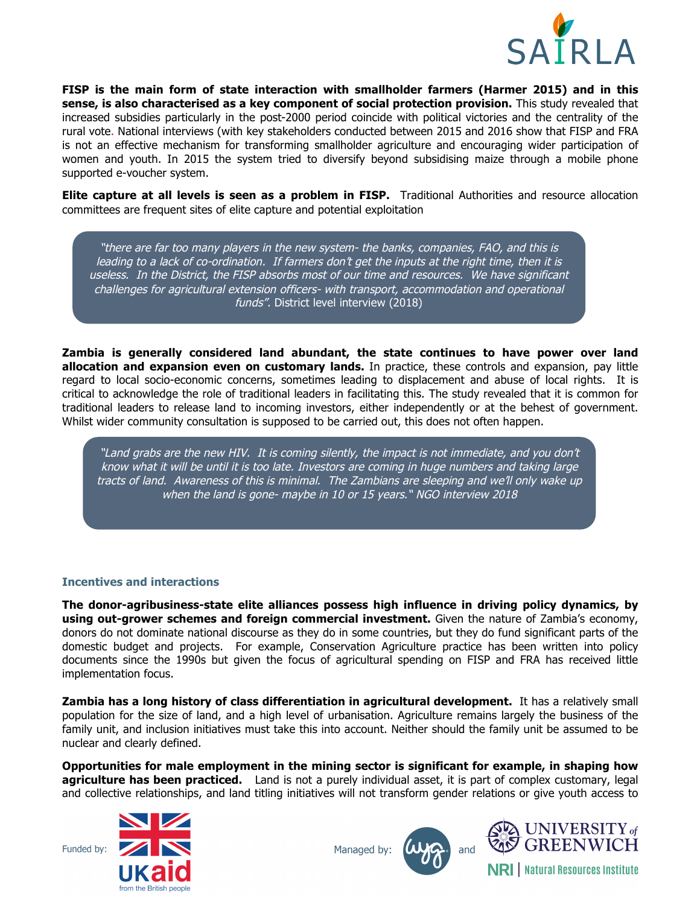**FISP is the main form of state interaction with smallholder farmers (Harmer 2015) and in this sense, is also characterised as a key component of social protection provision.** This study revealed that increased subsidies particularly in the post-2000 period coincide with political victories and the centrality of the rural vote. National interviews (with key stakeholders conducted between 2015 and 2016 show that FISP and FRA is not an effective mechanism for transforming smallholder agriculture and encouraging wider participation of women and youth. In 2015 the system tried to diversify beyond subsidising maize through a mobile phone supported e-voucher system.

**Elite capture at all levels is seen as a problem in FISP.** Traditional Authorities and resource allocation committees are frequent sites of elite capture and potential exploitation

> *"there are far too many players in the new system- the banks, companies, FAO, and this is leading to a lack of co-ordination. If farmers don't get the inputs at the right time, then it is useless. In the District, the FISP absorbs most of our time and resources. We have significant challenges for agricultural extension officers- with transport, accommodation and operational funds".* District level interview (2018)

**Zambia is generally considered land abundant, the state continues to have power over land allocation and expansion even on customary lands.** In practice, these controls and expansion, pay little regard to local socio-economic concerns, sometimes leading to displacement and abuse of local rights. It is critical to acknowledge the role of traditional leaders in facilitating this. The study revealed that it is common for traditional leaders to release land to incoming investors, either independently or at the behest of government. Whilst wider community consultation is supposed to be carried out, this does not often happen.

> *"Land grabs are the new HIV. It is coming silently, the impact is not immediate, and you don't know what it will be until it is too late. Investors are coming in huge numbers and taking large tracts of land. Awareness of this is minimal. The Zambians are sleeping and we'll only wake up when the land is gone- maybe in 10 or 15 years." NGO interview 2018*

### Incentives and interactions

**The donor-agribusiness-state elite alliances possess high influence in driving policy dynamics, by using out-grower schemes and foreign commercial investment.** Given the nature of Zambia's economy, donors do not dominate national discourse as they do in some countries, but they do fund significant parts of the domestic budget and projects. For example, Conservation Agriculture practice has been written into policy documents since the 1990s but given the focus of agricultural spending on FISP and FRA has received little implementation focus.

**Zambia has a long history of class differentiation in agricultural development.** It has a relatively small population for the size of land, and a high level of urbanisation. Agriculture remains largely the business of the family unit, and inclusion initiatives must take this into account. Neither should the family unit be assumed to be nuclear and clearly defined.

**Opportunities for male employment in the mining sector is significant for example, in shaping how agriculture has been practiced.** Land is not a purely individual asset, it is part of complex customary, legal and collective relationships, and land titling initiatives will not transform gender relations or give youth access to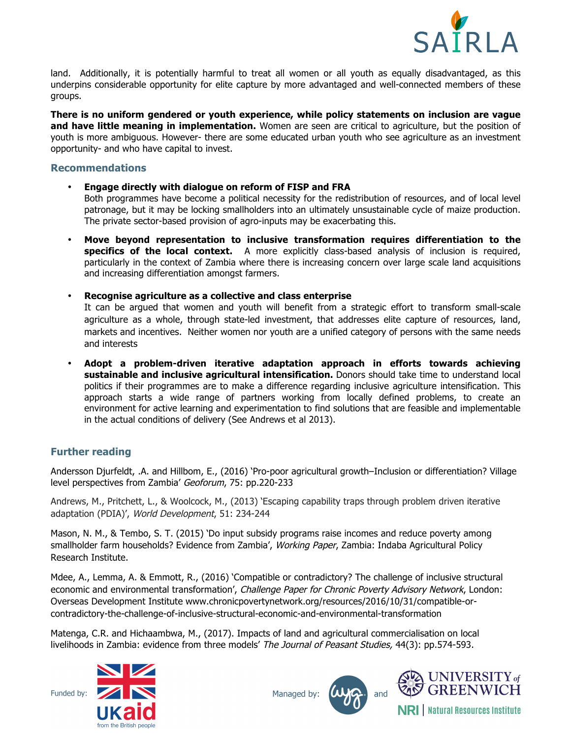land. Additionally, it is potentially harmful to treat all women or all youth as equally disadvantaged, as this underpins considerable opportunity for elite capture by more advantaged and well-connected members of these groups.

**There is no uniform gendered or youth experience, while policy statements on inclusion are vague and have little meaning in implementation.** Women are seen are critical to agriculture, but the position of youth is more ambiguous. However- there are some educated urban youth who see agriculture as an investment opportunity- and who have capital to invest.

## Recommendations

- **Engage directly with dialogue on reform of FISP and FRA**
  Both programmes have become a political necessity for the redistribution of resources, and of local level patronage, but it may be locking smallholders into an ultimately unsustainable cycle of maize production. The private sector-based provision of agro-inputs may be exacerbating this.

- **Move beyond representation to inclusive transformation requires differentiation to the specifics of the local context.** A more explicitly class-based analysis of inclusion is required, particularly in the context of Zambia where there is increasing concern over large scale land acquisitions and increasing differentiation amongst farmers.

- **Recognise agriculture as a collective and class enterprise**
  It can be argued that women and youth will benefit from a strategic effort to transform small-scale agriculture as a whole, through state-led investment, that addresses elite capture of resources, land, markets and incentives. Neither women nor youth are a unified category of persons with the same needs and interests

- **Adopt a problem-driven iterative adaptation approach in efforts towards achieving sustainable and inclusive agricultural intensification.** Donors should take time to understand local politics if their programmes are to make a difference regarding inclusive agriculture intensification. This approach starts a wide range of partners working from locally defined problems, to create an environment for active learning and experimentation to find solutions that are feasible and implementable in the actual conditions of delivery (See Andrews et al 2013).

## Further reading

Andersson Djurfeldt, .A. and Hillbom, E., (2016) 'Pro-poor agricultural growth–Inclusion or differentiation? Village level perspectives from Zambia' *Geoforum*, 75: pp.220-233

Andrews, M., Pritchett, L., & Woolcock, M., (2013) 'Escaping capability traps through problem driven iterative adaptation (PDIA)', *World Development*, 51: 234-244

Mason, N. M., & Tembo, S. T. (2015) 'Do input subsidy programs raise incomes and reduce poverty among smallholder farm households? Evidence from Zambia', *Working Paper*, Zambia: Indaba Agricultural Policy Research Institute.

Mdee, A., Lemma, A. & Emmott, R., (2016) 'Compatible or contradictory? The challenge of inclusive structural economic and environmental transformation', *Challenge Paper for Chronic Poverty Advisory Network*, London: Overseas Development Institute www.chronicpovertynetwork.org/resources/2016/10/31/compatible-or-contradictory-the-challenge-of-inclusive-structural-economic-and-environmental-transformation

Matenga, C.R. and Hichaambwa, M., (2017). Impacts of land and agricultural commercialisation on local livelihoods in Zambia: evidence from three models' *The Journal of Peasant Studies,* 44(3): pp.574-593.

Funded by: UKaid from the British people — Managed by: wyg and University of Greenwich NRI | Natural Resources Institute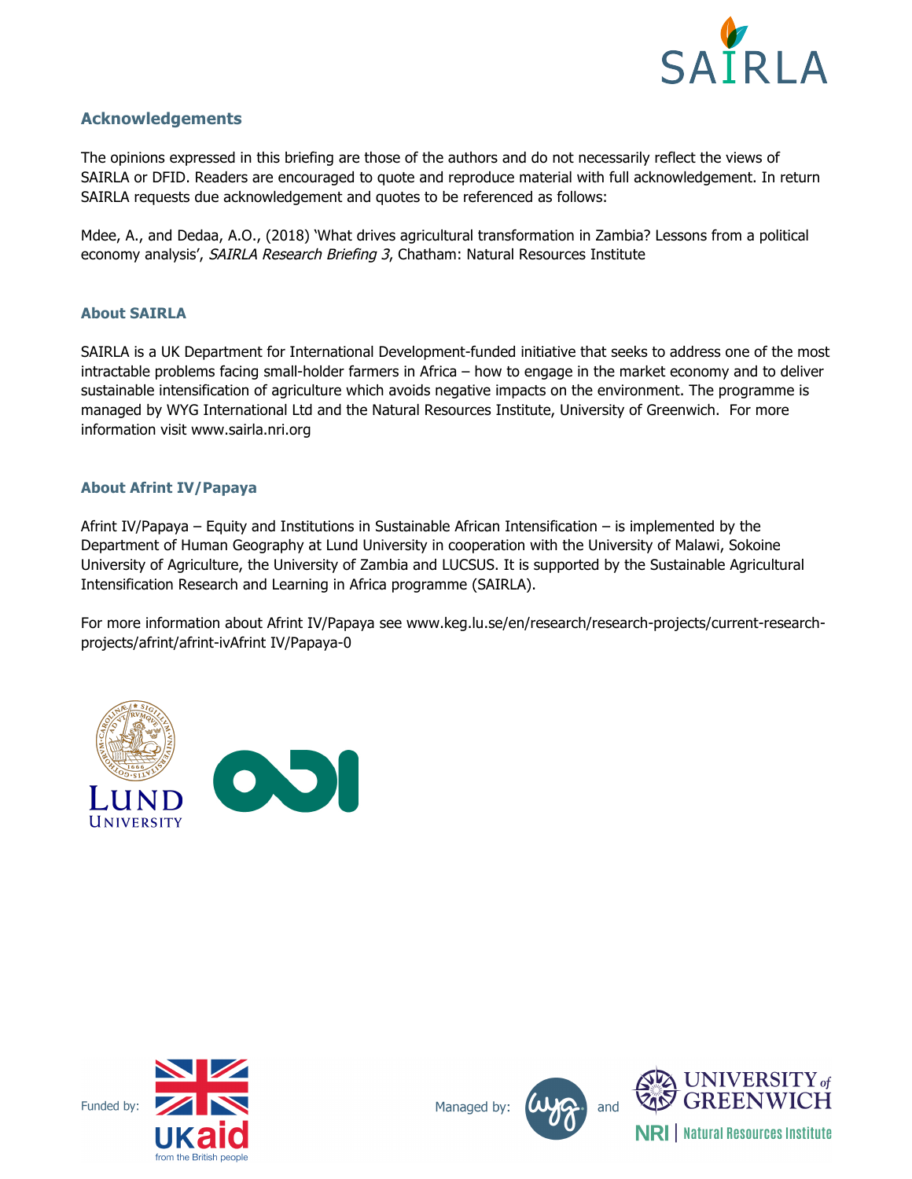## Acknowledgements

The opinions expressed in this briefing are those of the authors and do not necessarily reflect the views of SAIRLA or DFID. Readers are encouraged to quote and reproduce material with full acknowledgement. In return SAIRLA requests due acknowledgement and quotes to be referenced as follows:

Mdee, A., and Dedaa, A.O., (2018) 'What drives agricultural transformation in Zambia? Lessons from a political economy analysis', *SAIRLA Research Briefing 3*, Chatham: Natural Resources Institute

### About SAIRLA

SAIRLA is a UK Department for International Development-funded initiative that seeks to address one of the most intractable problems facing small-holder farmers in Africa – how to engage in the market economy and to deliver sustainable intensification of agriculture which avoids negative impacts on the environment. The programme is managed by WYG International Ltd and the Natural Resources Institute, University of Greenwich. For more information visit www.sairla.nri.org

### About Afrint IV/Papaya

Afrint IV/Papaya – Equity and Institutions in Sustainable African Intensification – is implemented by the Department of Human Geography at Lund University in cooperation with the University of Malawi, Sokoine University of Agriculture, the University of Zambia and LUCSUS. It is supported by the Sustainable Agricultural Intensification Research and Learning in Africa programme (SAIRLA).

For more information about Afrint IV/Papaya see www.keg.lu.se/en/research/research-projects/current-research-projects/afrint/afrint-ivAfrint IV/Papaya-0

Funded by: UKaid from the British people

Managed by: wyg and University of Greenwich NRI | Natural Resources Institute